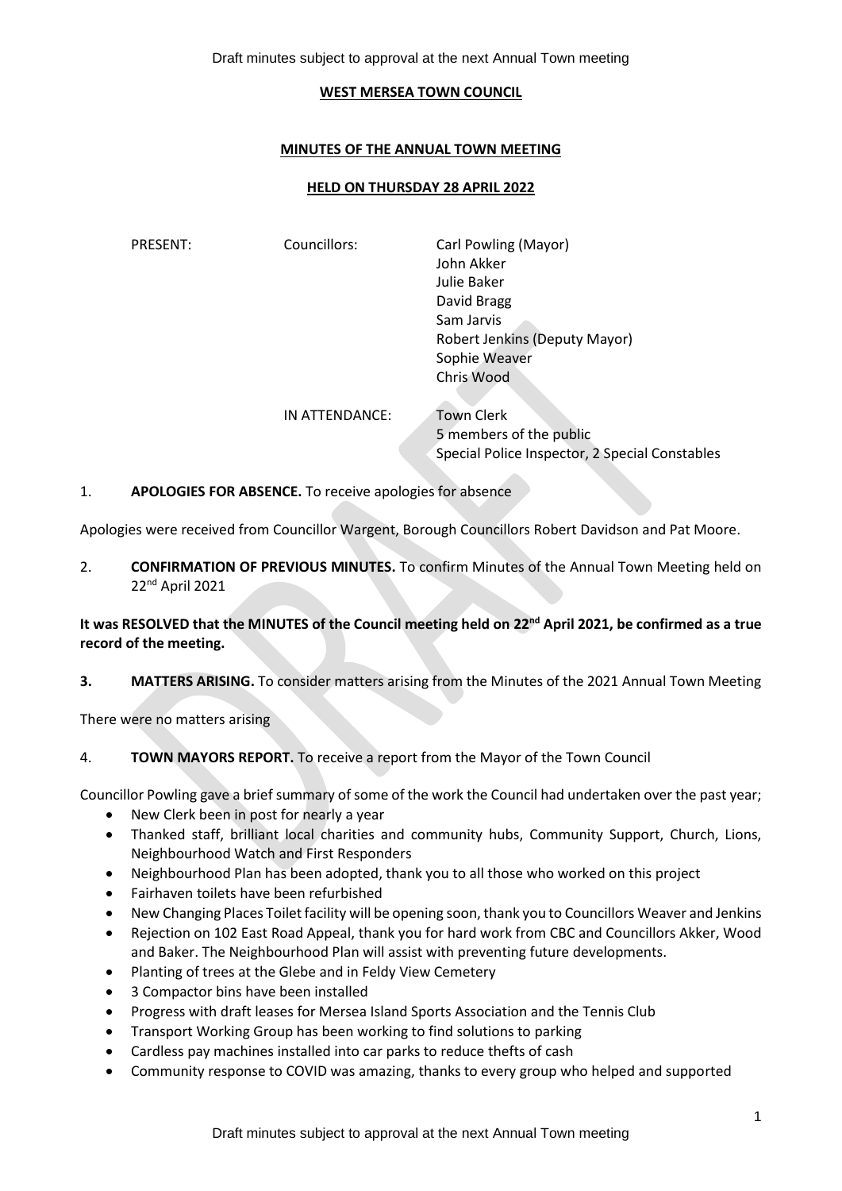# WEST MERSEA TOWN COUNCIL

## MINUTES OF THE ANNUAL TOWN MEETING

## HELD ON THURSDAY 28 APRIL 2022

| | | |
|---|---|---|
| PRESENT: | Councillors: | Carl Powling (Mayor) |
| | | John Akker |
| | | Julie Baker |
| | | David Bragg |
| | | Sam Jarvis |
| | | Robert Jenkins (Deputy Mayor) |
| | | Sophie Weaver |
| | | Chris Wood |
| | IN ATTENDANCE: | Town Clerk |
| | | 5 members of the public |
| | | Special Police Inspector, 2 Special Constables |

1. **APOLOGIES FOR ABSENCE.** To receive apologies for absence

Apologies were received from Councillor Wargent, Borough Councillors Robert Davidson and Pat Moore.

2. **CONFIRMATION OF PREVIOUS MINUTES.** To confirm Minutes of the Annual Town Meeting held on 22nd April 2021

**It was RESOLVED that the MINUTES of the Council meeting held on 22nd April 2021, be confirmed as a true record of the meeting.**

**3. MATTERS ARISING.** To consider matters arising from the Minutes of the 2021 Annual Town Meeting

There were no matters arising

4. **TOWN MAYORS REPORT.** To receive a report from the Mayor of the Town Council

Councillor Powling gave a brief summary of some of the work the Council had undertaken over the past year;

- New Clerk been in post for nearly a year
- Thanked staff, brilliant local charities and community hubs, Community Support, Church, Lions, Neighbourhood Watch and First Responders
- Neighbourhood Plan has been adopted, thank you to all those who worked on this project
- Fairhaven toilets have been refurbished
- New Changing Places Toilet facility will be opening soon, thank you to Councillors Weaver and Jenkins
- Rejection on 102 East Road Appeal, thank you for hard work from CBC and Councillors Akker, Wood and Baker. The Neighbourhood Plan will assist with preventing future developments.
- Planting of trees at the Glebe and in Feldy View Cemetery
- 3 Compactor bins have been installed
- Progress with draft leases for Mersea Island Sports Association and the Tennis Club
- Transport Working Group has been working to find solutions to parking
- Cardless pay machines installed into car parks to reduce thefts of cash
- Community response to COVID was amazing, thanks to every group who helped and supported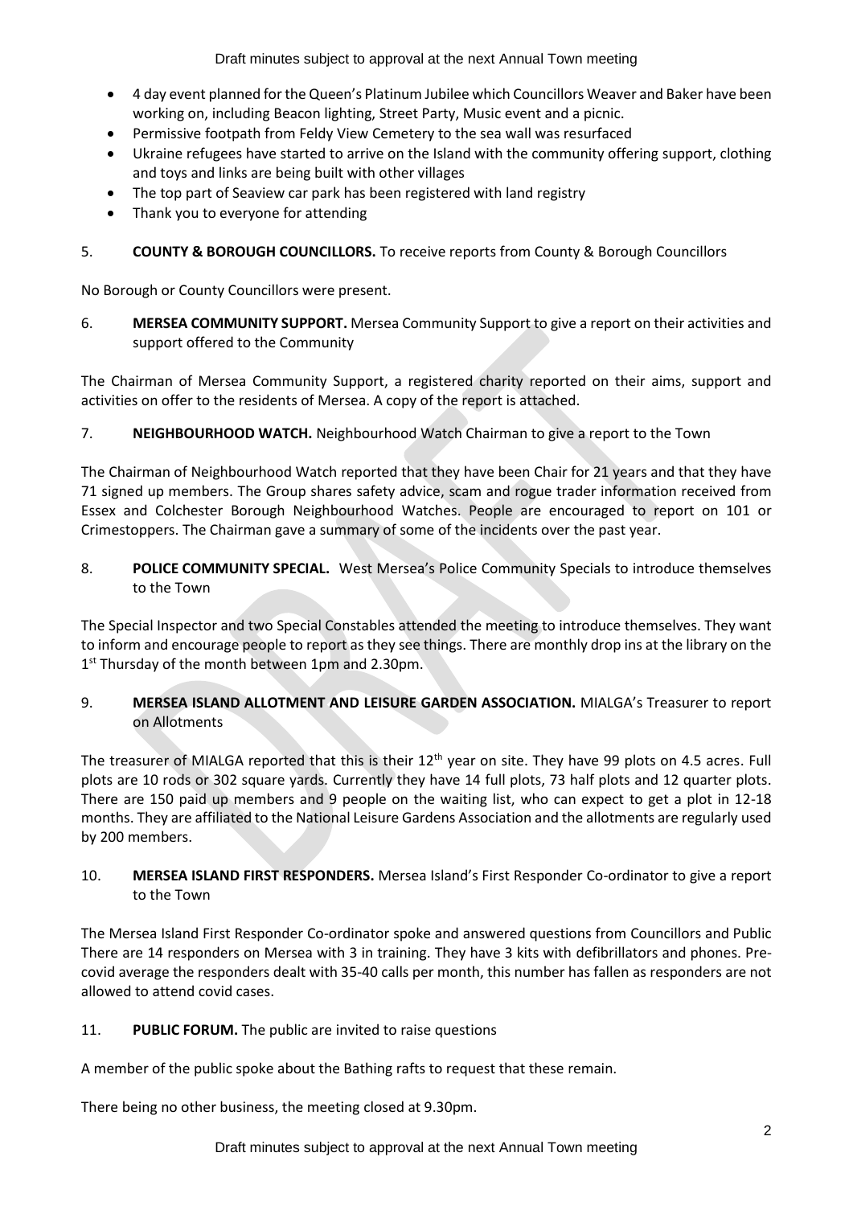- 4 day event planned for the Queen's Platinum Jubilee which Councillors Weaver and Baker have been working on, including Beacon lighting, Street Party, Music event and a picnic.
- Permissive footpath from Feldy View Cemetery to the sea wall was resurfaced
- Ukraine refugees have started to arrive on the Island with the community offering support, clothing and toys and links are being built with other villages
- The top part of Seaview car park has been registered with land registry
- Thank you to everyone for attending

5. **COUNTY & BOROUGH COUNCILLORS.** To receive reports from County & Borough Councillors

No Borough or County Councillors were present.

6. **MERSEA COMMUNITY SUPPORT.** Mersea Community Support to give a report on their activities and support offered to the Community

The Chairman of Mersea Community Support, a registered charity reported on their aims, support and activities on offer to the residents of Mersea. A copy of the report is attached.

7. **NEIGHBOURHOOD WATCH.** Neighbourhood Watch Chairman to give a report to the Town

The Chairman of Neighbourhood Watch reported that they have been Chair for 21 years and that they have 71 signed up members. The Group shares safety advice, scam and rogue trader information received from Essex and Colchester Borough Neighbourhood Watches. People are encouraged to report on 101 or Crimestoppers. The Chairman gave a summary of some of the incidents over the past year.

8. **POLICE COMMUNITY SPECIAL.** West Mersea's Police Community Specials to introduce themselves to the Town

The Special Inspector and two Special Constables attended the meeting to introduce themselves. They want to inform and encourage people to report as they see things. There are monthly drop ins at the library on the 1st Thursday of the month between 1pm and 2.30pm.

9. **MERSEA ISLAND ALLOTMENT AND LEISURE GARDEN ASSOCIATION.** MIALGA's Treasurer to report on Allotments

The treasurer of MIALGA reported that this is their 12th year on site. They have 99 plots on 4.5 acres. Full plots are 10 rods or 302 square yards. Currently they have 14 full plots, 73 half plots and 12 quarter plots. There are 150 paid up members and 9 people on the waiting list, who can expect to get a plot in 12-18 months. They are affiliated to the National Leisure Gardens Association and the allotments are regularly used by 200 members.

10. **MERSEA ISLAND FIRST RESPONDERS.** Mersea Island's First Responder Co-ordinator to give a report to the Town

The Mersea Island First Responder Co-ordinator spoke and answered questions from Councillors and Public There are 14 responders on Mersea with 3 in training. They have 3 kits with defibrillators and phones. Pre-covid average the responders dealt with 35-40 calls per month, this number has fallen as responders are not allowed to attend covid cases.

11. **PUBLIC FORUM.** The public are invited to raise questions

A member of the public spoke about the Bathing rafts to request that these remain.

There being no other business, the meeting closed at 9.30pm.